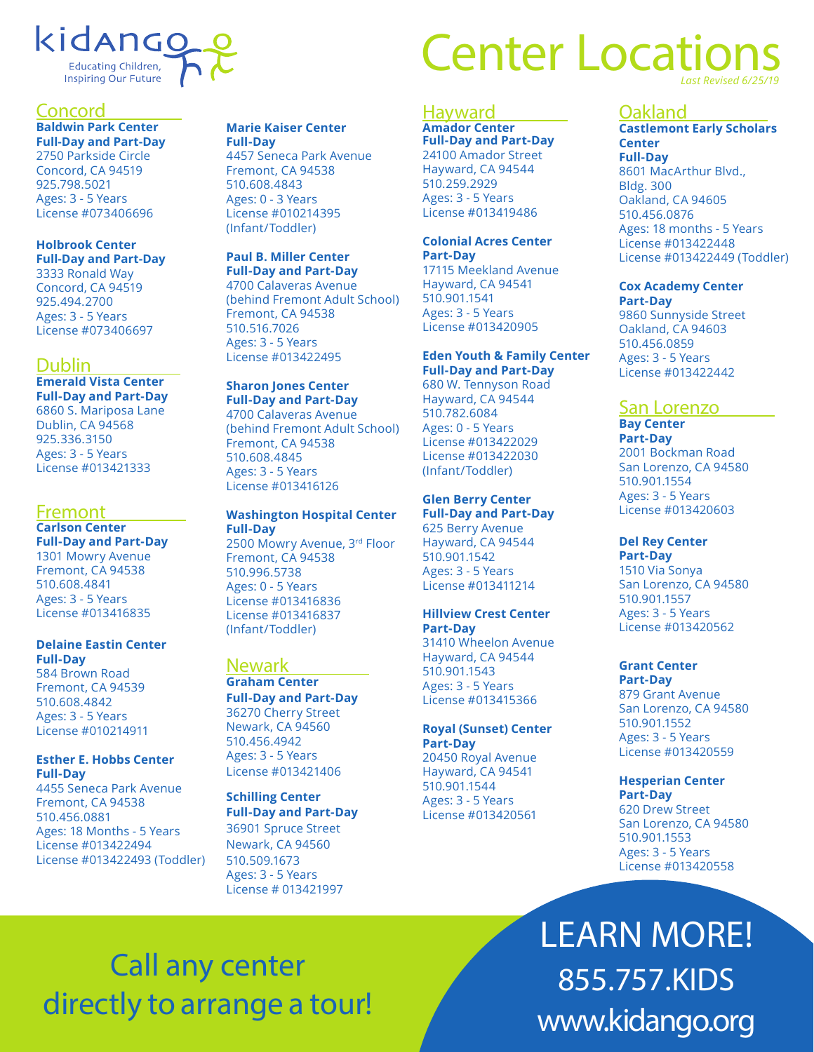kidango
Educating Children,
Inspiring Our Future

# Center Locations

*Last Revised 6/25/19*

## Concord

**Baldwin Park Center**
**Full-Day and Part-Day**
2750 Parkside Circle
Concord, CA 94519
925.798.5021
Ages: 3 - 5 Years
License #073406696

**Holbrook Center**
**Full-Day and Part-Day**
3333 Ronald Way
Concord, CA 94519
925.494.2700
Ages: 3 - 5 Years
License #073406697

## Dublin

**Emerald Vista Center**
**Full-Day and Part-Day**
6860 S. Mariposa Lane
Dublin, CA 94568
925.336.3150
Ages: 3 - 5 Years
License #013421333

## Fremont

**Carlson Center**
**Full-Day and Part-Day**
1301 Mowry Avenue
Fremont, CA 94538
510.608.4841
Ages: 3 - 5 Years
License #013416835

**Delaine Eastin Center**
**Full-Day**
584 Brown Road
Fremont, CA 94539
510.608.4842
Ages: 3 - 5 Years
License #010214911

**Esther E. Hobbs Center**
**Full-Day**
4455 Seneca Park Avenue
Fremont, CA 94538
510.456.0881
Ages: 18 Months - 5 Years
License #013422494
License #013422493 (Toddler)

**Marie Kaiser Center**
**Full-Day**
4457 Seneca Park Avenue
Fremont, CA 94538
510.608.4843
Ages: 0 - 3 Years
License #010214395
(Infant/Toddler)

**Paul B. Miller Center**
**Full-Day and Part-Day**
4700 Calaveras Avenue
(behind Fremont Adult School)
Fremont, CA 94538
510.516.7026
Ages: 3 - 5 Years
License #013422495

**Sharon Jones Center**
**Full-Day and Part-Day**
4700 Calaveras Avenue
(behind Fremont Adult School)
Fremont, CA 94538
510.608.4845
Ages: 3 - 5 Years
License #013416126

**Washington Hospital Center**
**Full-Day**
2500 Mowry Avenue, 3rd Floor
Fremont, CA 94538
510.996.5738
Ages: 0 - 5 Years
License #013416836
License #013416837
(Infant/Toddler)

## Newark

**Graham Center**
**Full-Day and Part-Day**
36270 Cherry Street
Newark, CA 94560
510.456.4942
Ages: 3 - 5 Years
License #013421406

**Schilling Center**
**Full-Day and Part-Day**
36901 Spruce Street
Newark, CA 94560
510.509.1673
Ages: 3 - 5 Years
License # 013421997

## Hayward

**Amador Center**
**Full-Day and Part-Day**
24100 Amador Street
Hayward, CA 94544
510.259.2929
Ages: 3 - 5 Years
License #013419486

**Colonial Acres Center**
**Part-Day**
17115 Meekland Avenue
Hayward, CA 94541
510.901.1541
Ages: 3 - 5 Years
License #013420905

**Eden Youth & Family Center**
**Full-Day and Part-Day**
680 W. Tennyson Road
Hayward, CA 94544
510.782.6084
Ages: 0 - 5 Years
License #013422029
License #013422030
(Infant/Toddler)

**Glen Berry Center**
**Full-Day and Part-Day**
625 Berry Avenue
Hayward, CA 94544
510.901.1542
Ages: 3 - 5 Years
License #013411214

**Hillview Crest Center**
**Part-Day**
31410 Wheelon Avenue
Hayward, CA 94544
510.901.1543
Ages: 3 - 5 Years
License #013415366

**Royal (Sunset) Center**
**Part-Day**
20450 Royal Avenue
Hayward, CA 94541
510.901.1544
Ages: 3 - 5 Years
License #013420561

## Oakland

**Castlemont Early Scholars Center**
**Full-Day**
8601 MacArthur Blvd., Bldg. 300
Oakland, CA 94605
510.456.0876
Ages: 18 months - 5 Years
License #013422448
License #013422449 (Toddler)

**Cox Academy Center**
**Part-Day**
9860 Sunnyside Street
Oakland, CA 94603
510.456.0859
Ages: 3 - 5 Years
License #013422442

## San Lorenzo

**Bay Center**
**Part-Day**
2001 Bockman Road
San Lorenzo, CA 94580
510.901.1554
Ages: 3 - 5 Years
License #013420603

**Del Rey Center**
**Part-Day**
1510 Via Sonya
San Lorenzo, CA 94580
510.901.1557
Ages: 3 - 5 Years
License #013420562

**Grant Center**
**Part-Day**
879 Grant Avenue
San Lorenzo, CA 94580
510.901.1552
Ages: 3 - 5 Years
License #013420559

**Hesperian Center**
**Part-Day**
620 Drew Street
San Lorenzo, CA 94580
510.901.1553
Ages: 3 - 5 Years
License #013420558

Call any center directly to arrange a tour!

LEARN MORE!
855.757.KIDS
www.kidango.org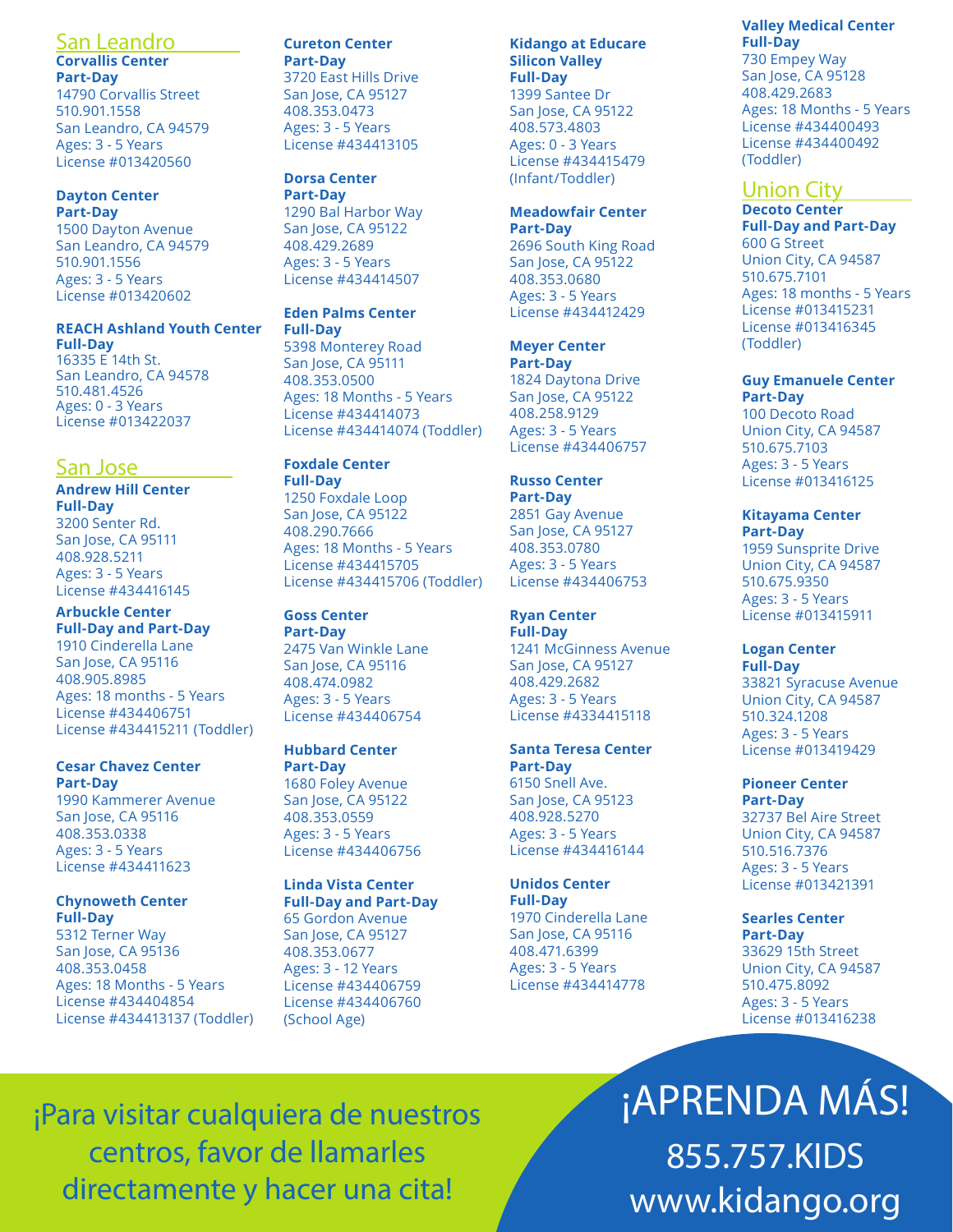## San Leandro

**Corvallis Center**
**Part-Day**
14790 Corvallis Street
510.901.1558
San Leandro, CA 94579
Ages: 3 - 5 Years
License #013420560

**Dayton Center**
**Part-Day**
1500 Dayton Avenue
San Leandro, CA 94579
510.901.1556
Ages: 3 - 5 Years
License #013420602

**REACH Ashland Youth Center**
**Full-Day**
16335 E 14th St.
San Leandro, CA 94578
510.481.4526
Ages: 0 - 3 Years
License #013422037

## San Jose

**Andrew Hill Center**
**Full-Day**
3200 Senter Rd.
San Jose, CA 95111
408.928.5211
Ages: 3 - 5 Years
License #434416145

**Arbuckle Center**
**Full-Day and Part-Day**
1910 Cinderella Lane
San Jose, CA 95116
408.905.8985
Ages: 18 months - 5 Years
License #434406751
License #434415211 (Toddler)

**Cesar Chavez Center**
**Part-Day**
1990 Kammerer Avenue
San Jose, CA 95116
408.353.0338
Ages: 3 - 5 Years
License #434411623

**Chynoweth Center**
**Full-Day**
5312 Terner Way
San Jose, CA 95136
408.353.0458
Ages: 18 Months - 5 Years
License #434404854
License #434413137 (Toddler)

**Cureton Center**
**Part-Day**
3720 East Hills Drive
San Jose, CA 95127
408.353.0473
Ages: 3 - 5 Years
License #434413105

**Dorsa Center**
**Part-Day**
1290 Bal Harbor Way
San Jose, CA 95122
408.429.2689
Ages: 3 - 5 Years
License #434414507

**Eden Palms Center**
**Full-Day**
5398 Monterey Road
San Jose, CA 95111
408.353.0500
Ages: 18 Months - 5 Years
License #434414073
License #434414074 (Toddler)

**Foxdale Center**
**Full-Day**
1250 Foxdale Loop
San Jose, CA 95122
408.290.7666
Ages: 18 Months - 5 Years
License #434415705
License #434415706 (Toddler)

**Goss Center**
**Part-Day**
2475 Van Winkle Lane
San Jose, CA 95116
408.474.0982
Ages: 3 - 5 Years
License #434406754

**Hubbard Center**
**Part-Day**
1680 Foley Avenue
San Jose, CA 95122
408.353.0559
Ages: 3 - 5 Years
License #434406756

**Linda Vista Center**
**Full-Day and Part-Day**
65 Gordon Avenue
San Jose, CA 95127
408.353.0677
Ages: 3 - 12 Years
License #434406759
License #434406760 (School Age)

**Kidango at Educare Silicon Valley**
**Full-Day**
1399 Santee Dr
San Jose, CA 95122
408.573.4803
Ages: 0 - 3 Years
License #434415479 (Infant/Toddler)

**Meadowfair Center**
**Part-Day**
2696 South King Road
San Jose, CA 95122
408.353.0680
Ages: 3 - 5 Years
License #434412429

**Meyer Center**
**Part-Day**
1824 Daytona Drive
San Jose, CA 95122
408.258.9129
Ages: 3 - 5 Years
License #434406757

**Russo Center**
**Part-Day**
2851 Gay Avenue
San Jose, CA 95127
408.353.0780
Ages: 3 - 5 Years
License #434406753

**Ryan Center**
**Full-Day**
1241 McGinness Avenue
San Jose, CA 95127
408.429.2682
Ages: 3 - 5 Years
License #4334415118

**Santa Teresa Center**
**Part-Day**
6150 Snell Ave.
San Jose, CA 95123
408.928.5270
Ages: 3 - 5 Years
License #434416144

**Unidos Center**
**Full-Day**
1970 Cinderella Lane
San Jose, CA 95116
408.471.6399
Ages: 3 - 5 Years
License #434414778

**Valley Medical Center**
**Full-Day**
730 Empey Way
San Jose, CA 95128
408.429.2683
Ages: 18 Months - 5 Years
License #434400493
License #434400492 (Toddler)

## Union City

**Decoto Center**
**Full-Day and Part-Day**
600 G Street
Union City, CA 94587
510.675.7101
Ages: 18 months - 5 Years
License #013415231
License #013416345 (Toddler)

**Guy Emanuele Center**
**Part-Day**
100 Decoto Road
Union City, CA 94587
510.675.7103
Ages: 3 - 5 Years
License #013416125

**Kitayama Center**
**Part-Day**
1959 Sunsprite Drive
Union City, CA 94587
510.675.9350
Ages: 3 - 5 Years
License #013415911

**Logan Center**
**Full-Day**
33821 Syracuse Avenue
Union City, CA 94587
510.324.1208
Ages: 3 - 5 Years
License #013419429

**Pioneer Center**
**Part-Day**
32737 Bel Aire Street
Union City, CA 94587
510.516.7376
Ages: 3 - 5 Years
License #013421391

**Searles Center**
**Part-Day**
33629 15th Street
Union City, CA 94587
510.475.8092
Ages: 3 - 5 Years
License #013416238

¡Para visitar cualquiera de nuestros centros, favor de llamarles directamente y hacer una cita!

# ¡APRENDA MÁS!

855.757.KIDS
www.kidango.org